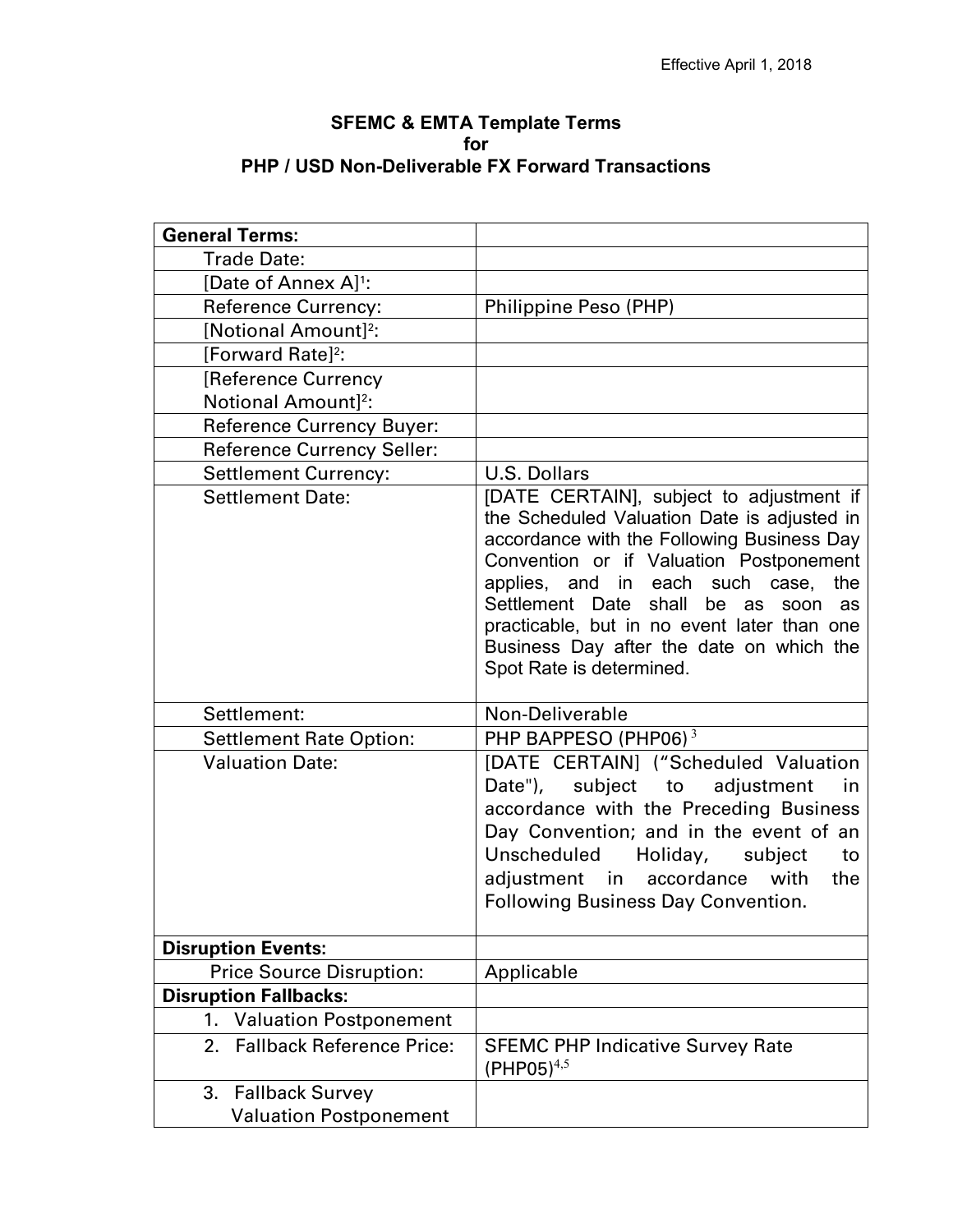Effective April 1, 2018

**SFEMC & EMTA Template Terms**
**for**
**PHP / USD Non-Deliverable FX Forward Transactions**

| **General Terms:** | |
|---|---|
| Trade Date: | |
| [Date of Annex A][1]: | |
| Reference Currency: | Philippine Peso (PHP) |
| [Notional Amount][2]: | |
| [Forward Rate][2]: | |
| [Reference Currency Notional Amount][2]: | |
| Reference Currency Buyer: | |
| Reference Currency Seller: | |
| Settlement Currency: | U.S. Dollars |
| Settlement Date: | [DATE CERTAIN], subject to adjustment if the Scheduled Valuation Date is adjusted in accordance with the Following Business Day Convention or if Valuation Postponement applies, and in each such case, the Settlement Date shall be as soon as practicable, but in no event later than one Business Day after the date on which the Spot Rate is determined. |
| Settlement: | Non-Deliverable |
| Settlement Rate Option: | PHP BAPPESO (PHP06) [3] |
| Valuation Date: | [DATE CERTAIN] ("Scheduled Valuation Date"), subject to adjustment in accordance with the Preceding Business Day Convention; and in the event of an Unscheduled Holiday, subject to adjustment in accordance with the Following Business Day Convention. |
| **Disruption Events:** | |
| Price Source Disruption: | Applicable |
| **Disruption Fallbacks:** | |
| 1. Valuation Postponement | |
| 2. Fallback Reference Price: | SFEMC PHP Indicative Survey Rate (PHP05)[4,5] |
| 3. Fallback Survey Valuation Postponement | |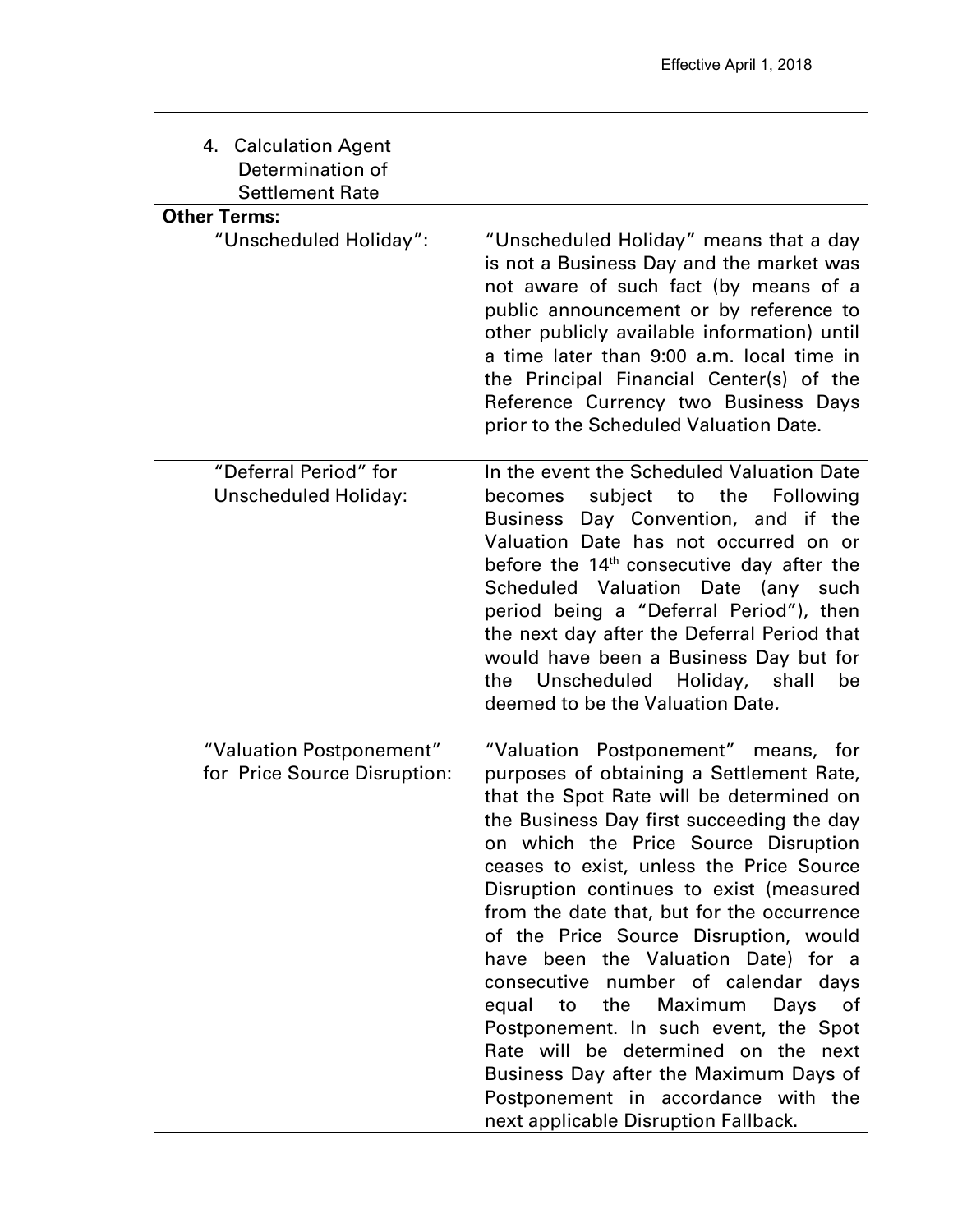| 4. Calculation Agent Determination of Settlement Rate | |
|---|---|
| **Other Terms:** | |
| "Unscheduled Holiday": | "Unscheduled Holiday" means that a day is not a Business Day and the market was not aware of such fact (by means of a public announcement or by reference to other publicly available information) until a time later than 9:00 a.m. local time in the Principal Financial Center(s) of the Reference Currency two Business Days prior to the Scheduled Valuation Date. |
| "Deferral Period" for Unscheduled Holiday: | In the event the Scheduled Valuation Date becomes subject to the Following Business Day Convention, and if the Valuation Date has not occurred on or before the 14th consecutive day after the Scheduled Valuation Date (any such period being a "Deferral Period"), then the next day after the Deferral Period that would have been a Business Day but for the Unscheduled Holiday, shall be deemed to be the Valuation Date. |
| "Valuation Postponement" for Price Source Disruption: | "Valuation Postponement" means, for purposes of obtaining a Settlement Rate, that the Spot Rate will be determined on the Business Day first succeeding the day on which the Price Source Disruption ceases to exist, unless the Price Source Disruption continues to exist (measured from the date that, but for the occurrence of the Price Source Disruption, would have been the Valuation Date) for a consecutive number of calendar days equal to the Maximum Days of Postponement. In such event, the Spot Rate will be determined on the next Business Day after the Maximum Days of Postponement in accordance with the next applicable Disruption Fallback. |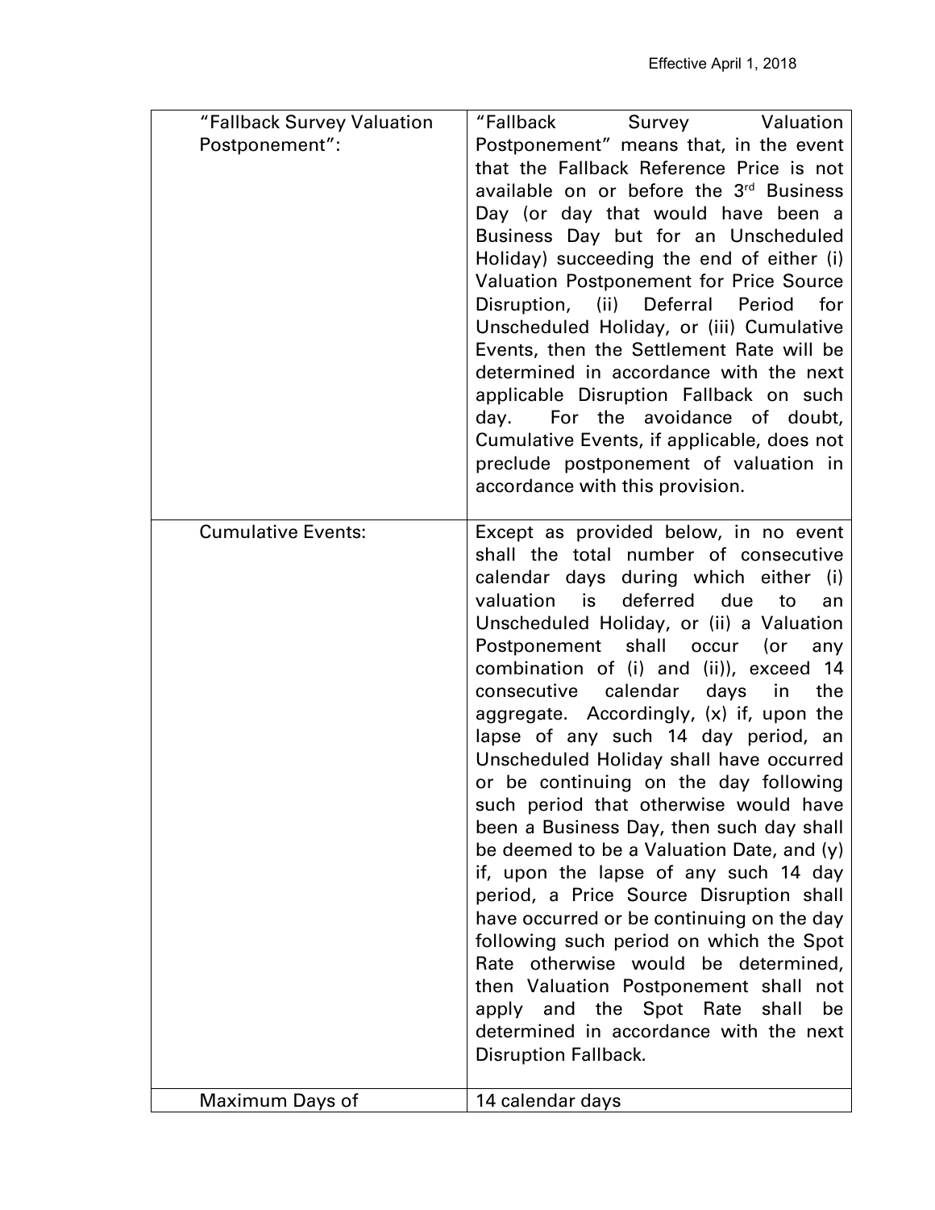| "Fallback Survey Valuation Postponement": | "Fallback Survey Valuation Postponement" means that, in the event that the Fallback Reference Price is not available on or before the 3rd Business Day (or day that would have been a Business Day but for an Unscheduled Holiday) succeeding the end of either (i) Valuation Postponement for Price Source Disruption, (ii) Deferral Period for Unscheduled Holiday, or (iii) Cumulative Events, then the Settlement Rate will be determined in accordance with the next applicable Disruption Fallback on such day. For the avoidance of doubt, Cumulative Events, if applicable, does not preclude postponement of valuation in accordance with this provision. |
|---|---|
| Cumulative Events: | Except as provided below, in no event shall the total number of consecutive calendar days during which either (i) valuation is deferred due to an Unscheduled Holiday, or (ii) a Valuation Postponement shall occur (or any combination of (i) and (ii)), exceed 14 consecutive calendar days in the aggregate. Accordingly, (x) if, upon the lapse of any such 14 day period, an Unscheduled Holiday shall have occurred or be continuing on the day following such period that otherwise would have been a Business Day, then such day shall be deemed to be a Valuation Date, and (y) if, upon the lapse of any such 14 day period, a Price Source Disruption shall have occurred or be continuing on the day following such period on which the Spot Rate otherwise would be determined, then Valuation Postponement shall not apply and the Spot Rate shall be determined in accordance with the next Disruption Fallback. |
| Maximum Days of | 14 calendar days |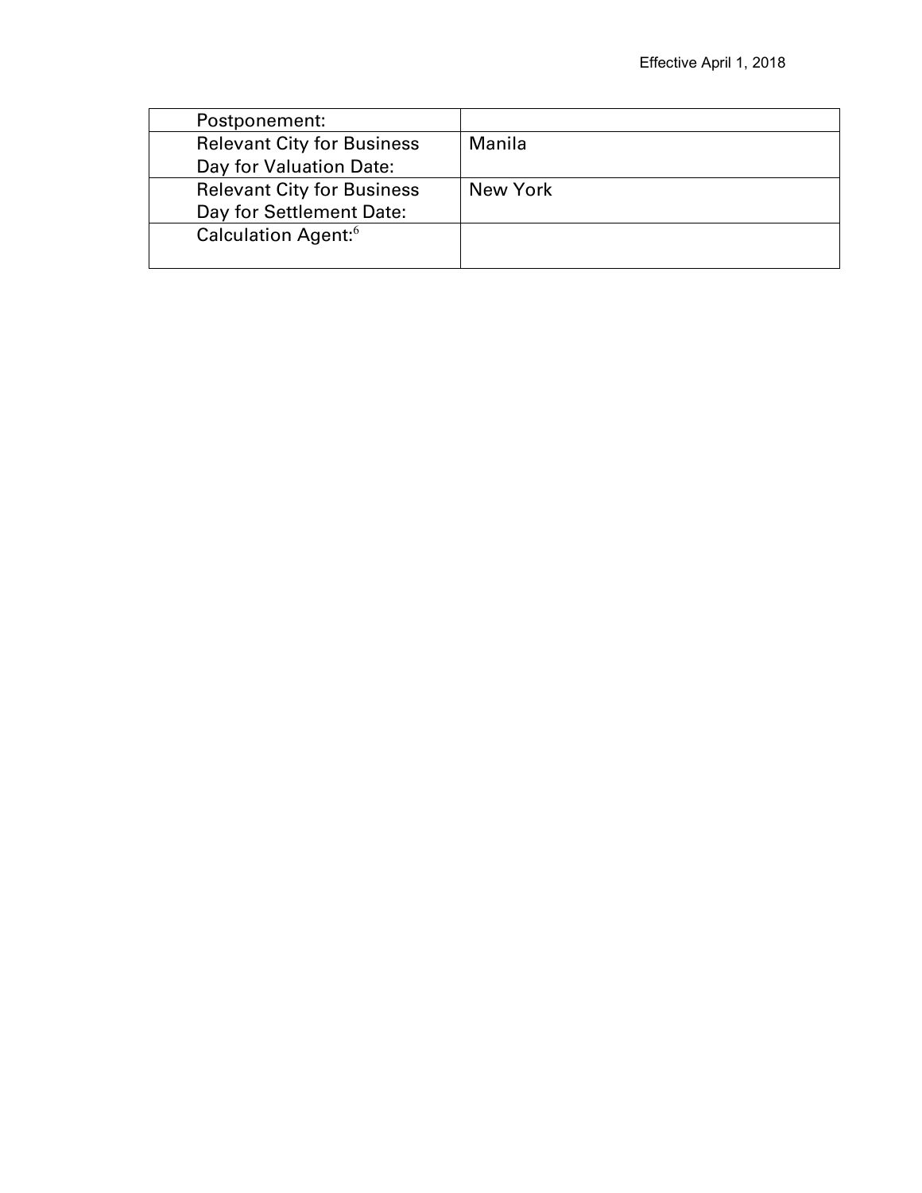| | |
|---|---|
| Postponement: | |
| Relevant City for Business Day for Valuation Date: | Manila |
| Relevant City for Business Day for Settlement Date: | New York |
| Calculation Agent:[6] | |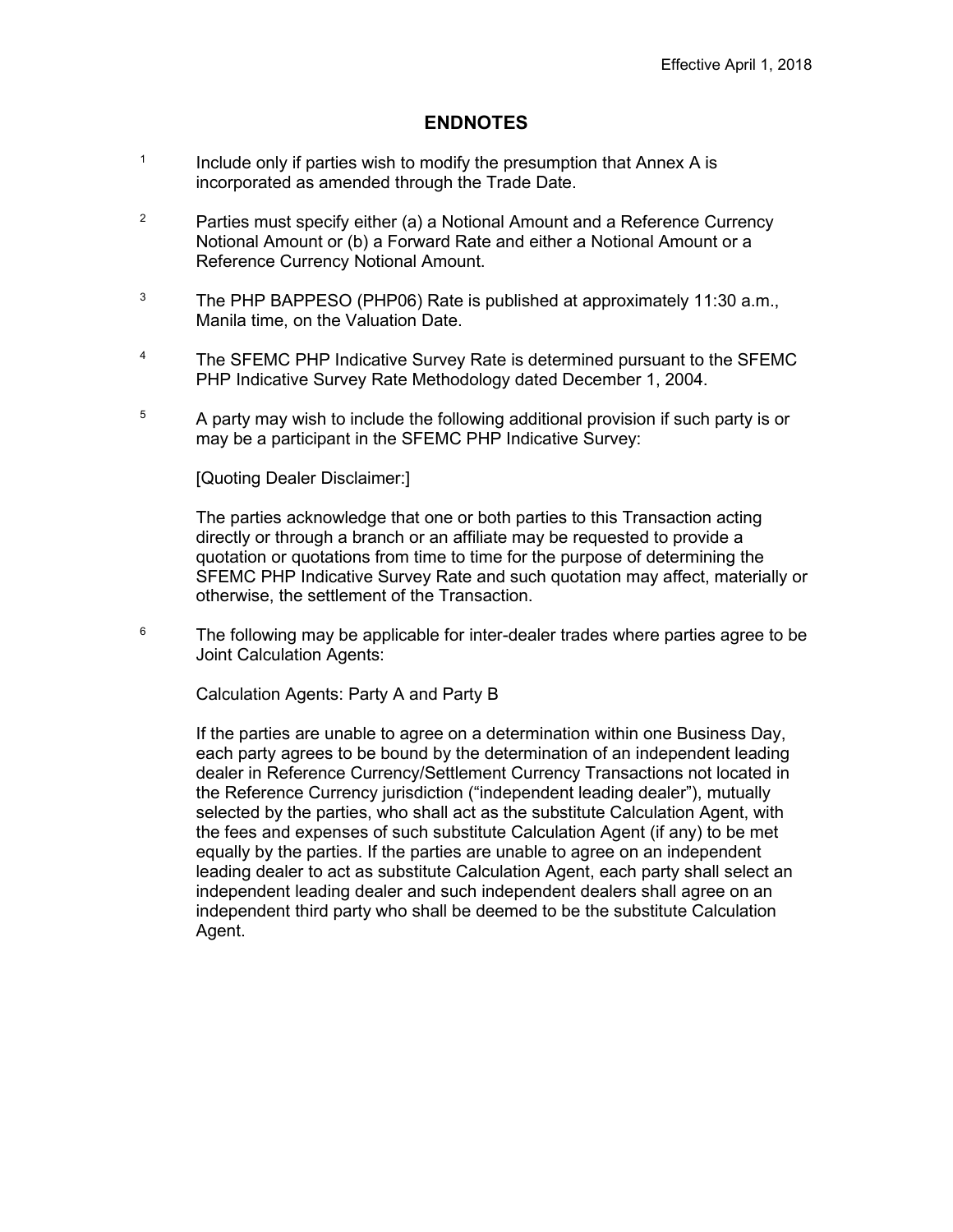# ENDNOTES

[1] Include only if parties wish to modify the presumption that Annex A is incorporated as amended through the Trade Date.

[2] Parties must specify either (a) a Notional Amount and a Reference Currency Notional Amount or (b) a Forward Rate and either a Notional Amount or a Reference Currency Notional Amount.

[3] The PHP BAPPESO (PHP06) Rate is published at approximately 11:30 a.m., Manila time, on the Valuation Date.

[4] The SFEMC PHP Indicative Survey Rate is determined pursuant to the SFEMC PHP Indicative Survey Rate Methodology dated December 1, 2004.

[5] A party may wish to include the following additional provision if such party is or may be a participant in the SFEMC PHP Indicative Survey:

[Quoting Dealer Disclaimer:]

The parties acknowledge that one or both parties to this Transaction acting directly or through a branch or an affiliate may be requested to provide a quotation or quotations from time to time for the purpose of determining the SFEMC PHP Indicative Survey Rate and such quotation may affect, materially or otherwise, the settlement of the Transaction.

[6] The following may be applicable for inter-dealer trades where parties agree to be Joint Calculation Agents:

Calculation Agents: Party A and Party B

If the parties are unable to agree on a determination within one Business Day, each party agrees to be bound by the determination of an independent leading dealer in Reference Currency/Settlement Currency Transactions not located in the Reference Currency jurisdiction ("independent leading dealer"), mutually selected by the parties, who shall act as the substitute Calculation Agent, with the fees and expenses of such substitute Calculation Agent (if any) to be met equally by the parties. If the parties are unable to agree on an independent leading dealer to act as substitute Calculation Agent, each party shall select an independent leading dealer and such independent dealers shall agree on an independent third party who shall be deemed to be the substitute Calculation Agent.